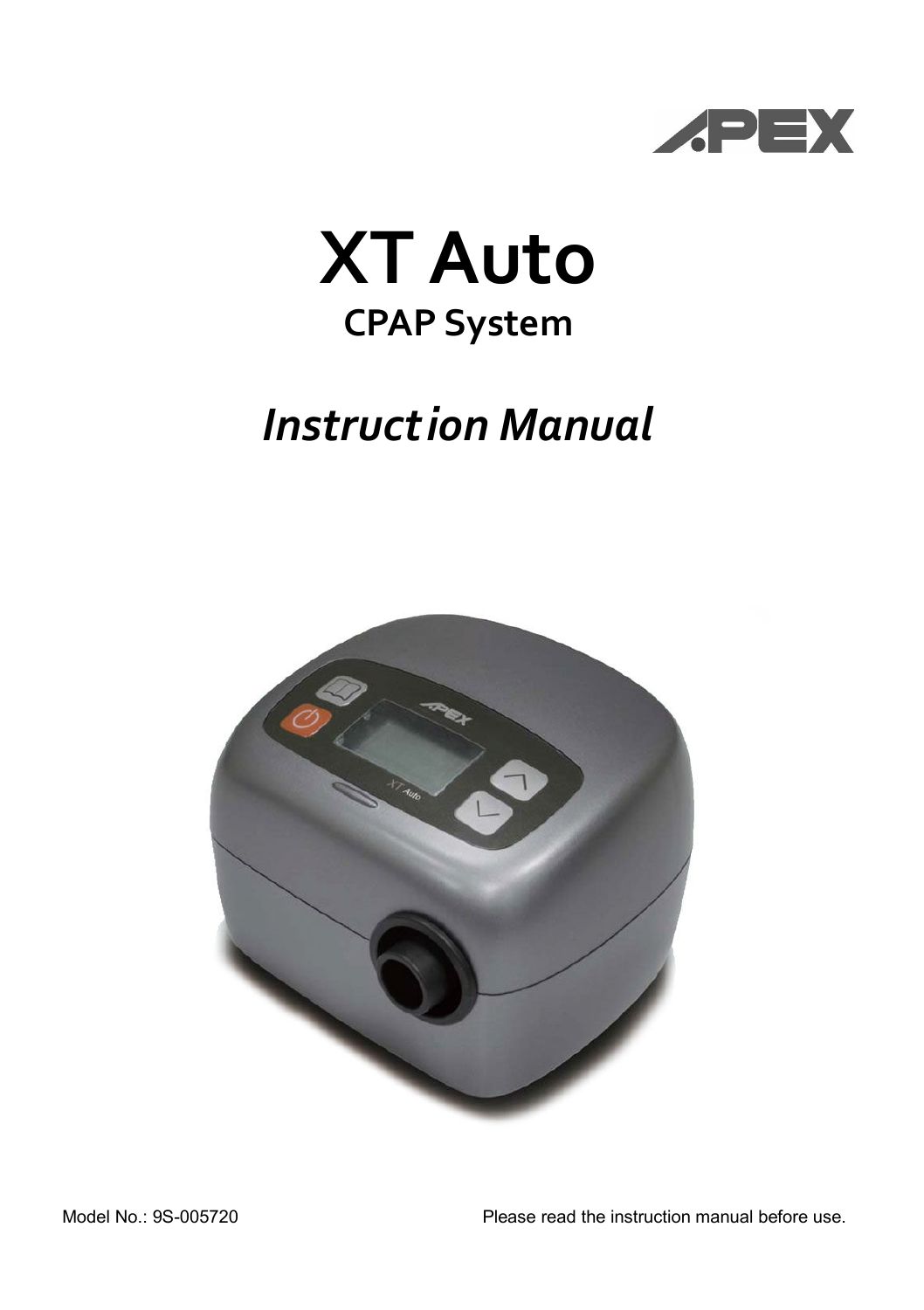# XT Auto

## CPAP System

## *Instruction Manual*

Model No.: 9S-005720

Please read the instruction manual before use.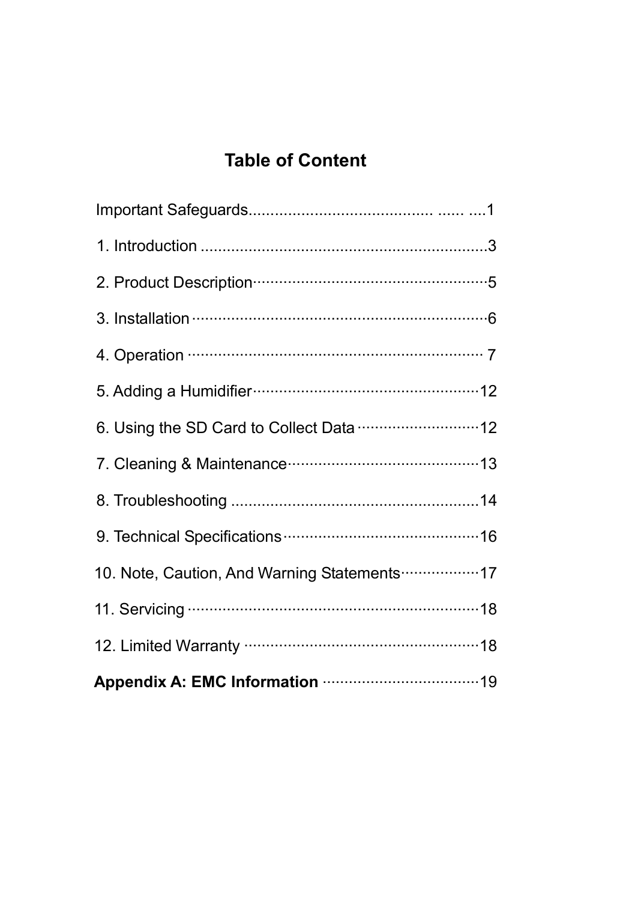# Table of Content

Important Safeguards......................................... ...... ....1

1. Introduction ..................................................................3

2. Product Description······················································5

3. Installation ·····································································6

4. Operation ····································································· 7

5. Adding a Humidifier·····················································12

6. Using the SD Card to Collect Data ·····························12

7. Cleaning & Maintenance············································13

8. Troubleshooting ..........................................................14

9. Technical Specifications ·············································16

10. Note, Caution, And Warning Statements··················17

11. Servicing ····································································18

12. Limited Warranty ·······················································18

**Appendix A: EMC Information** ···································19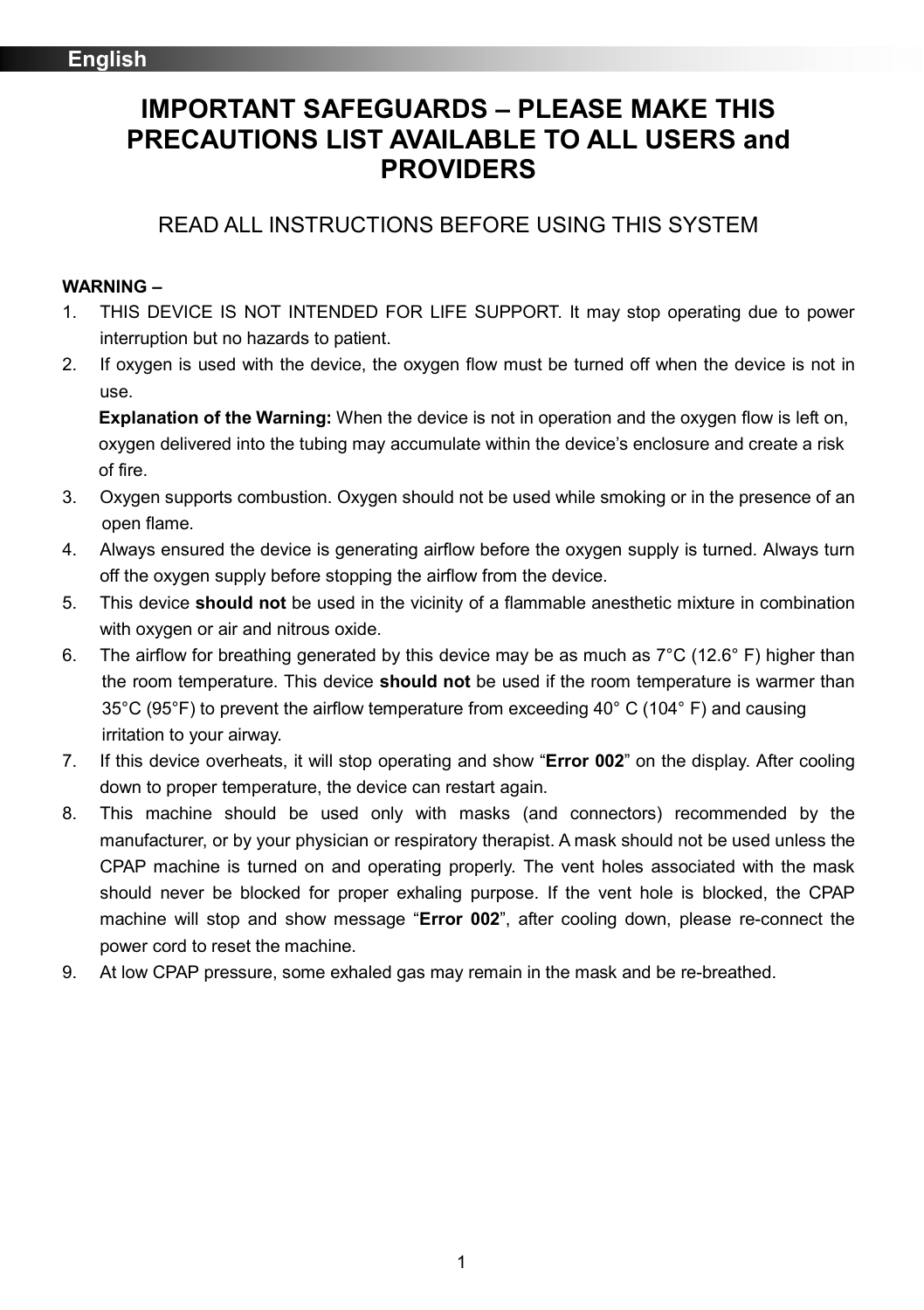English

# IMPORTANT SAFEGUARDS – PLEASE MAKE THIS PRECAUTIONS LIST AVAILABLE TO ALL USERS and PROVIDERS

READ ALL INSTRUCTIONS BEFORE USING THIS SYSTEM

**WARNING –**

1. THIS DEVICE IS NOT INTENDED FOR LIFE SUPPORT. It may stop operating due to power interruption but no hazards to patient.
2. If oxygen is used with the device, the oxygen flow must be turned off when the device is not in use.
   **Explanation of the Warning:** When the device is not in operation and the oxygen flow is left on, oxygen delivered into the tubing may accumulate within the device's enclosure and create a risk of fire.
3. Oxygen supports combustion. Oxygen should not be used while smoking or in the presence of an open flame.
4. Always ensured the device is generating airflow before the oxygen supply is turned. Always turn off the oxygen supply before stopping the airflow from the device.
5. This device **should not** be used in the vicinity of a flammable anesthetic mixture in combination with oxygen or air and nitrous oxide.
6. The airflow for breathing generated by this device may be as much as 7°C (12.6° F) higher than the room temperature. This device **should not** be used if the room temperature is warmer than 35°C (95°F) to prevent the airflow temperature from exceeding 40° C (104° F) and causing irritation to your airway.
7. If this device overheats, it will stop operating and show "**Error 002**" on the display. After cooling down to proper temperature, the device can restart again.
8. This machine should be used only with masks (and connectors) recommended by the manufacturer, or by your physician or respiratory therapist. A mask should not be used unless the CPAP machine is turned on and operating properly. The vent holes associated with the mask should never be blocked for proper exhaling purpose. If the vent hole is blocked, the CPAP machine will stop and show message "**Error 002**", after cooling down, please re-connect the power cord to reset the machine.
9. At low CPAP pressure, some exhaled gas may remain in the mask and be re-breathed.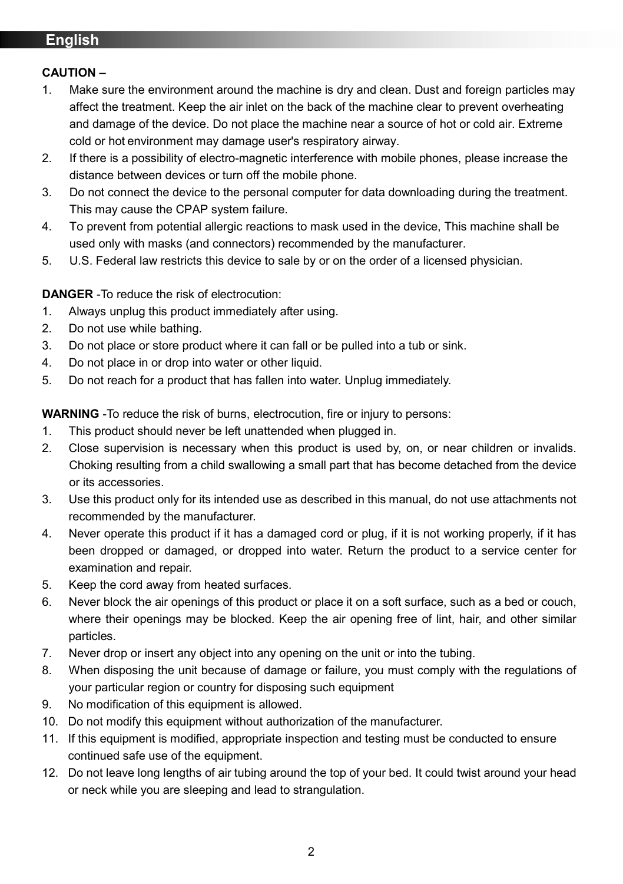## English

**CAUTION –**

1. Make sure the environment around the machine is dry and clean. Dust and foreign particles may affect the treatment. Keep the air inlet on the back of the machine clear to prevent overheating and damage of the device. Do not place the machine near a source of hot or cold air. Extreme cold or hot environment may damage user's respiratory airway.
2. If there is a possibility of electro-magnetic interference with mobile phones, please increase the distance between devices or turn off the mobile phone.
3. Do not connect the device to the personal computer for data downloading during the treatment. This may cause the CPAP system failure.
4. To prevent from potential allergic reactions to mask used in the device, This machine shall be used only with masks (and connectors) recommended by the manufacturer.
5. U.S. Federal law restricts this device to sale by or on the order of a licensed physician.

**DANGER** -To reduce the risk of electrocution:

1. Always unplug this product immediately after using.
2. Do not use while bathing.
3. Do not place or store product where it can fall or be pulled into a tub or sink.
4. Do not place in or drop into water or other liquid.
5. Do not reach for a product that has fallen into water. Unplug immediately.

**WARNING** -To reduce the risk of burns, electrocution, fire or injury to persons:

1. This product should never be left unattended when plugged in.
2. Close supervision is necessary when this product is used by, on, or near children or invalids. Choking resulting from a child swallowing a small part that has become detached from the device or its accessories.
3. Use this product only for its intended use as described in this manual, do not use attachments not recommended by the manufacturer.
4. Never operate this product if it has a damaged cord or plug, if it is not working properly, if it has been dropped or damaged, or dropped into water. Return the product to a service center for examination and repair.
5. Keep the cord away from heated surfaces.
6. Never block the air openings of this product or place it on a soft surface, such as a bed or couch, where their openings may be blocked. Keep the air opening free of lint, hair, and other similar particles.
7. Never drop or insert any object into any opening on the unit or into the tubing.
8. When disposing the unit because of damage or failure, you must comply with the regulations of your particular region or country for disposing such equipment
9. No modification of this equipment is allowed.
10. Do not modify this equipment without authorization of the manufacturer.
11. If this equipment is modified, appropriate inspection and testing must be conducted to ensure continued safe use of the equipment.
12. Do not leave long lengths of air tubing around the top of your bed. It could twist around your head or neck while you are sleeping and lead to strangulation.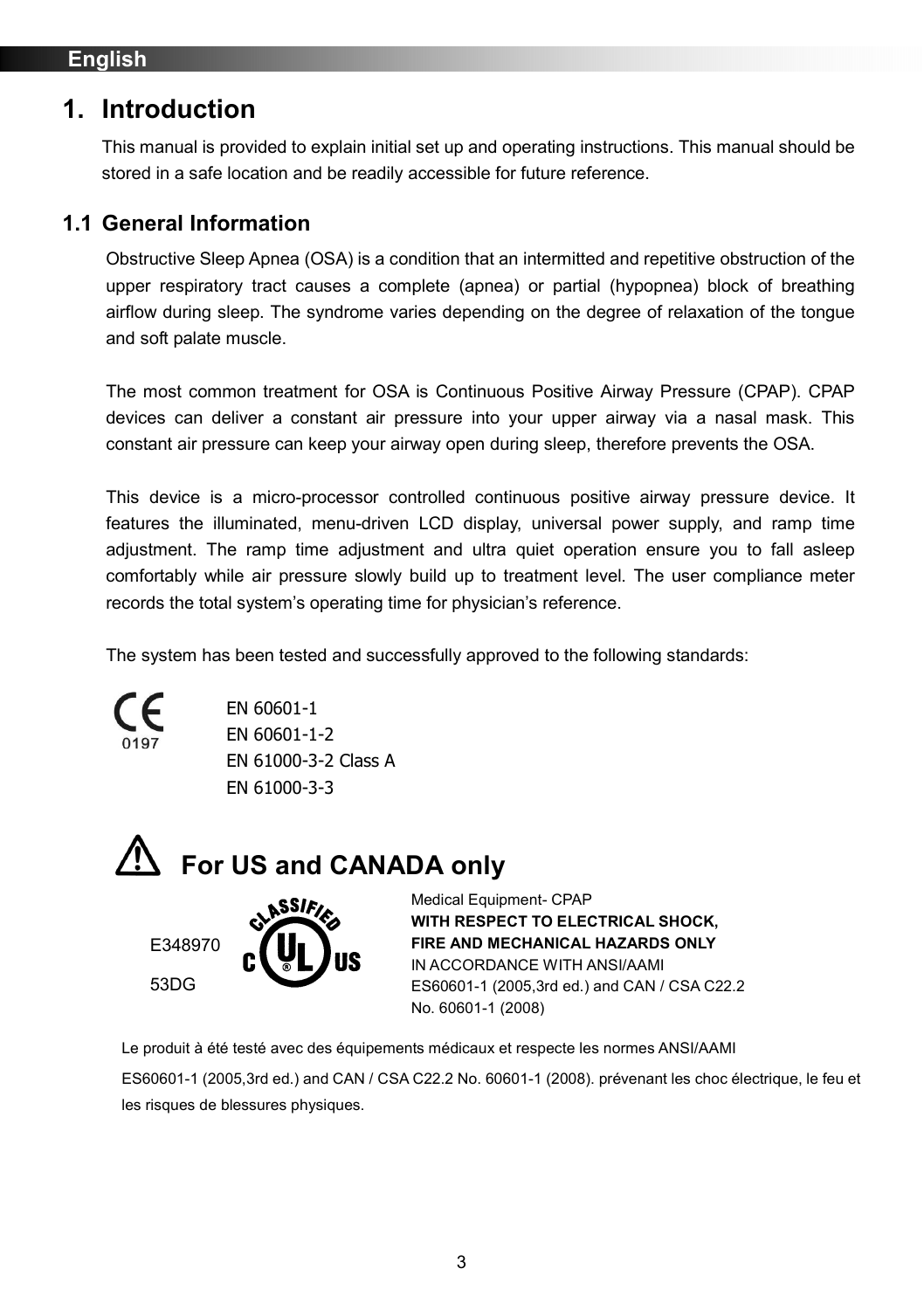English

# 1. Introduction

This manual is provided to explain initial set up and operating instructions. This manual should be stored in a safe location and be readily accessible for future reference.

## 1.1 General Information

Obstructive Sleep Apnea (OSA) is a condition that an intermitted and repetitive obstruction of the upper respiratory tract causes a complete (apnea) or partial (hypopnea) block of breathing airflow during sleep. The syndrome varies depending on the degree of relaxation of the tongue and soft palate muscle.

The most common treatment for OSA is Continuous Positive Airway Pressure (CPAP). CPAP devices can deliver a constant air pressure into your upper airway via a nasal mask. This constant air pressure can keep your airway open during sleep, therefore prevents the OSA.

This device is a micro-processor controlled continuous positive airway pressure device. It features the illuminated, menu-driven LCD display, universal power supply, and ramp time adjustment. The ramp time adjustment and ultra quiet operation ensure you to fall asleep comfortably while air pressure slowly build up to treatment level. The user compliance meter records the total system's operating time for physician's reference.

The system has been tested and successfully approved to the following standards:

CE 0197

EN 60601-1
EN 60601-1-2
EN 61000-3-2 Class A
EN 61000-3-3

## ⚠ For US and CANADA only

E348970
53DG

CLASSIFIED c UL US

Medical Equipment- CPAP
**WITH RESPECT TO ELECTRICAL SHOCK, FIRE AND MECHANICAL HAZARDS ONLY**
IN ACCORDANCE WITH ANSI/AAMI ES60601-1 (2005,3rd ed.) and CAN / CSA C22.2 No. 60601-1 (2008)

Le produit à été testé avec des équipements médicaux et respecte les normes ANSI/AAMI ES60601-1 (2005,3rd ed.) and CAN / CSA C22.2 No. 60601-1 (2008). prévenant les choc électrique, le feu et les risques de blessures physiques.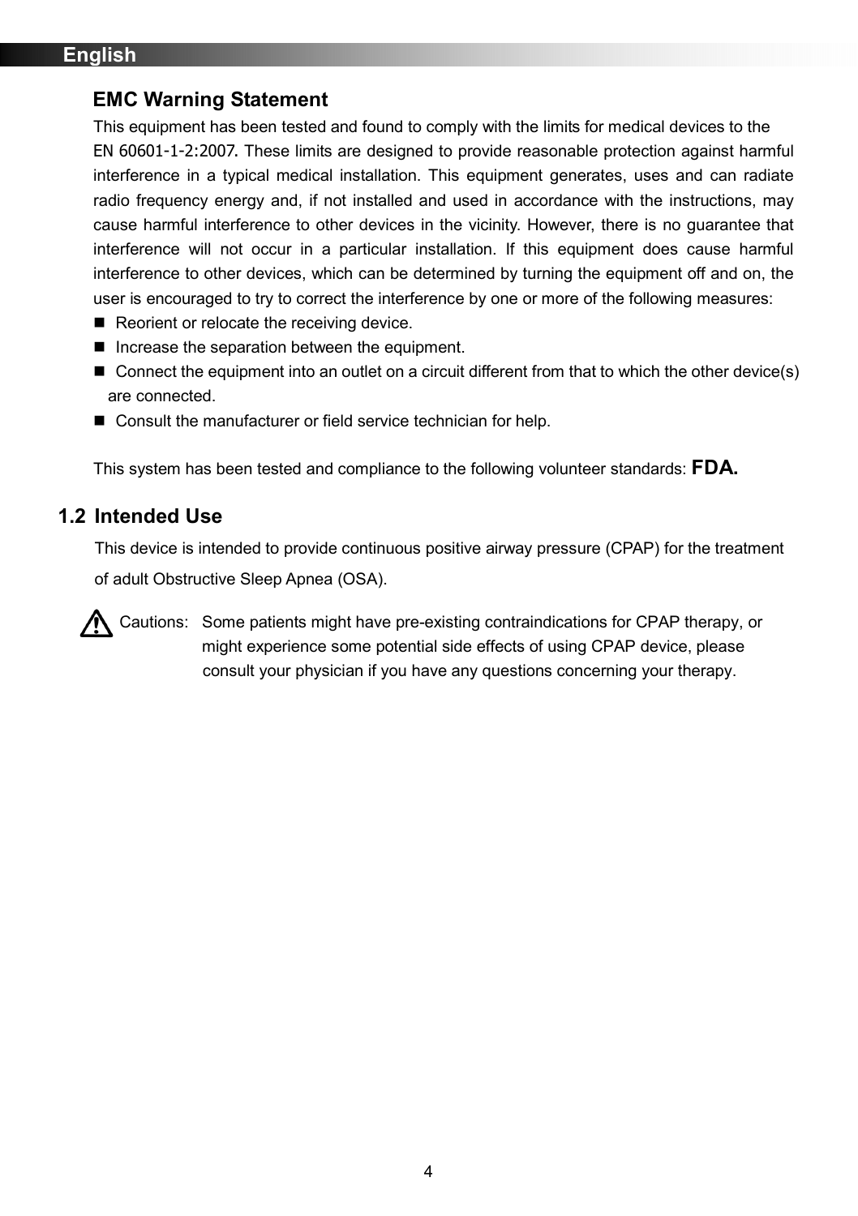## EMC Warning Statement

This equipment has been tested and found to comply with the limits for medical devices to the EN 60601-1-2:2007. These limits are designed to provide reasonable protection against harmful interference in a typical medical installation. This equipment generates, uses and can radiate radio frequency energy and, if not installed and used in accordance with the instructions, may cause harmful interference to other devices in the vicinity. However, there is no guarantee that interference will not occur in a particular installation. If this equipment does cause harmful interference to other devices, which can be determined by turning the equipment off and on, the user is encouraged to try to correct the interference by one or more of the following measures:

- Reorient or relocate the receiving device.
- Increase the separation between the equipment.
- Connect the equipment into an outlet on a circuit different from that to which the other device(s) are connected.
- Consult the manufacturer or field service technician for help.

This system has been tested and compliance to the following volunteer standards: **FDA.**

## 1.2 Intended Use

This device is intended to provide continuous positive airway pressure (CPAP) for the treatment of adult Obstructive Sleep Apnea (OSA).

⚠ Cautions: Some patients might have pre-existing contraindications for CPAP therapy, or might experience some potential side effects of using CPAP device, please consult your physician if you have any questions concerning your therapy.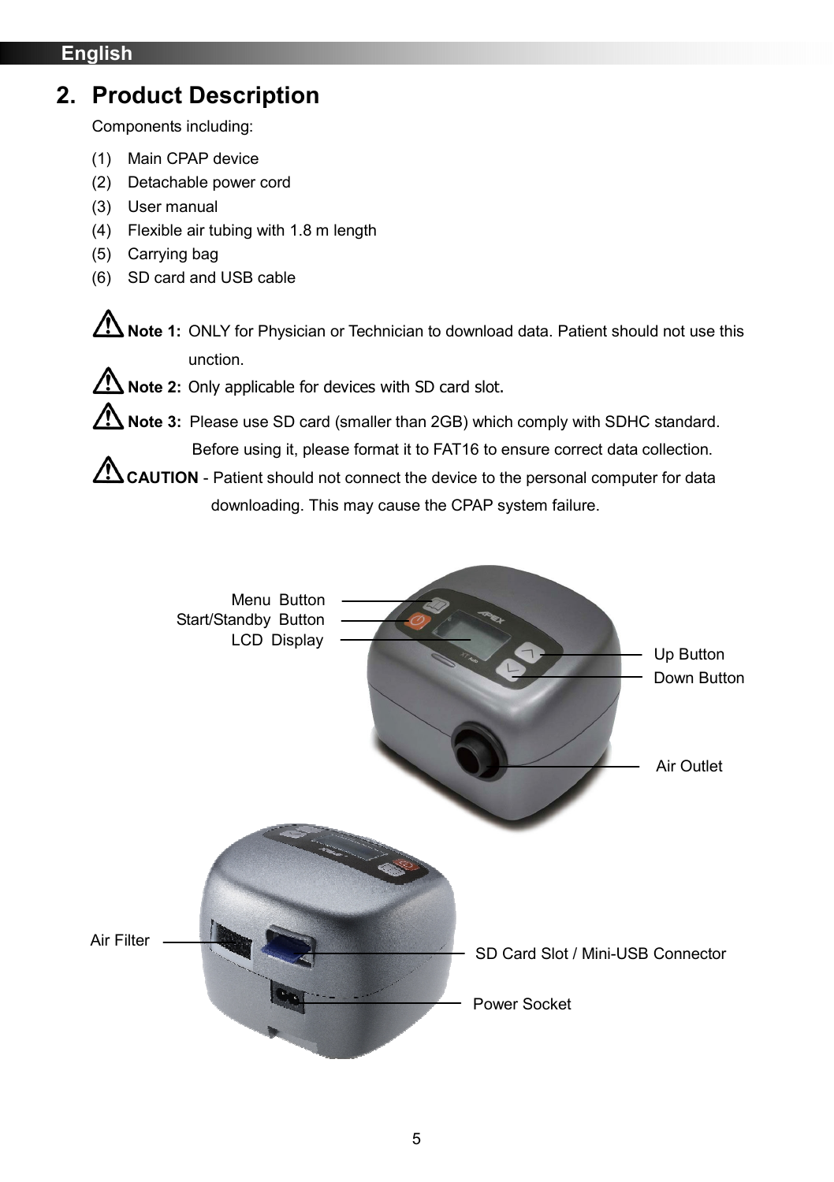## 2. Product Description

Components including:

(1) Main CPAP device
(2) Detachable power cord
(3) User manual
(4) Flexible air tubing with 1.8 m length
(5) Carrying bag
(6) SD card and USB cable

⚠ **Note 1:** ONLY for Physician or Technician to download data. Patient should not use this unction.

⚠ **Note 2:** Only applicable for devices with SD card slot.

⚠ **Note 3:** Please use SD card (smaller than 2GB) which comply with SDHC standard. Before using it, please format it to FAT16 to ensure correct data collection.

⚠ **CAUTION** - Patient should not connect the device to the personal computer for data downloading. This may cause the CPAP system failure.

Menu Button
Start/Standby Button
LCD Display
Up Button
Down Button
Air Outlet
Air Filter
SD Card Slot / Mini-USB Connector
Power Socket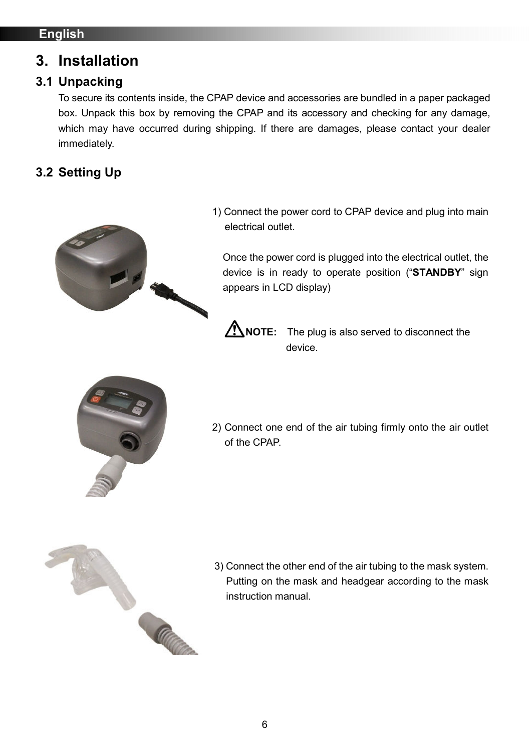## 3. Installation

### 3.1 Unpacking

To secure its contents inside, the CPAP device and accessories are bundled in a paper packaged box. Unpack this box by removing the CPAP and its accessory and checking for any damage, which may have occurred during shipping. If there are damages, please contact your dealer immediately.

### 3.2 Setting Up

1) Connect the power cord to CPAP device and plug into main electrical outlet.

   Once the power cord is plugged into the electrical outlet, the device is in ready to operate position (“**STANDBY**” sign appears in LCD display)

   **NOTE:** The plug is also served to disconnect the device.

2) Connect one end of the air tubing firmly onto the air outlet of the CPAP.

3) Connect the other end of the air tubing to the mask system. Putting on the mask and headgear according to the mask instruction manual.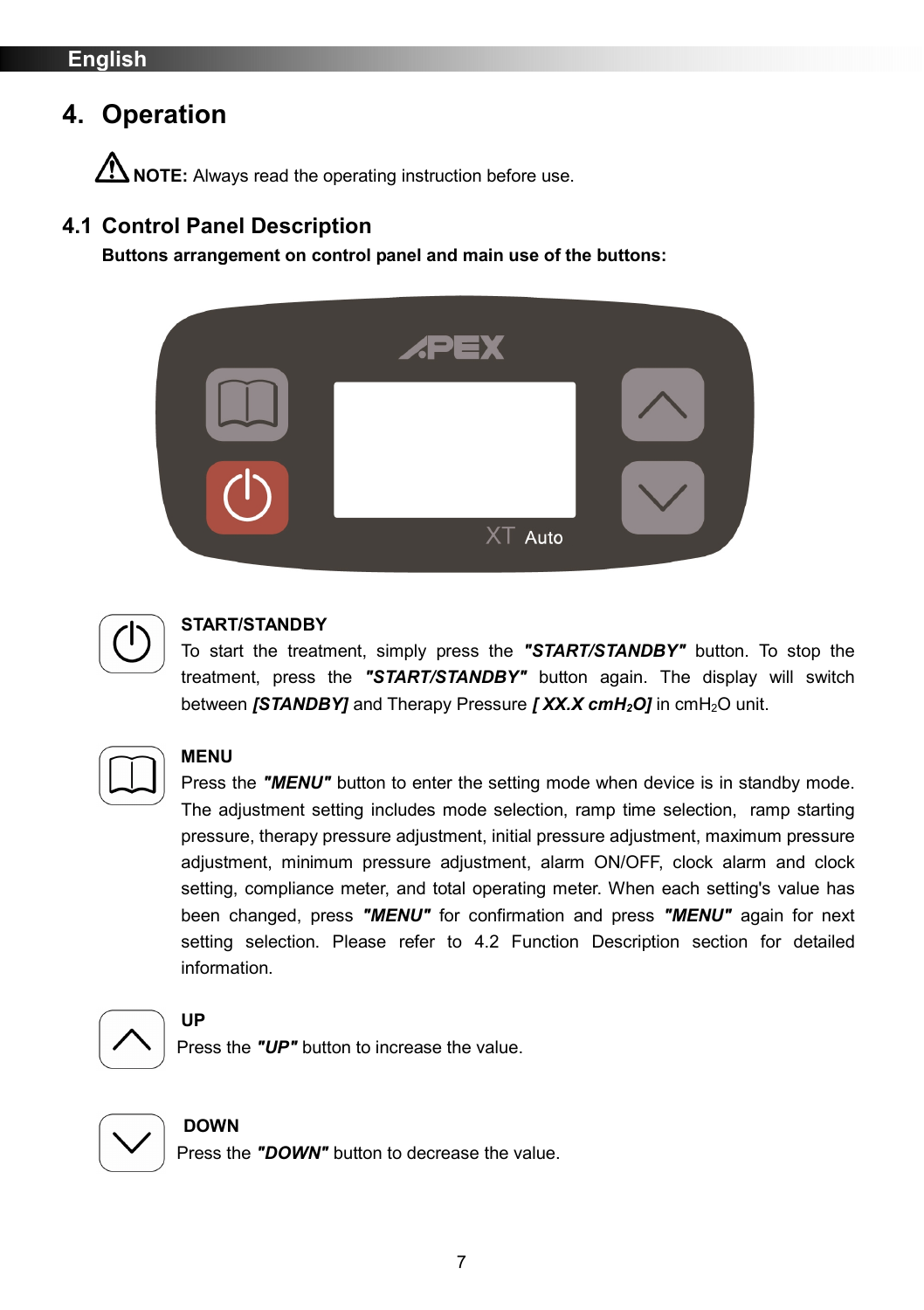# 4. Operation

⚠ **NOTE:** Always read the operating instruction before use.

## 4.1 Control Panel Description

**Buttons arrangement on control panel and main use of the buttons:**

APEX

XT Auto

**START/STANDBY**

To start the treatment, simply press the ***"START/STANDBY"*** button. To stop the treatment, press the ***"START/STANDBY"*** button again. The display will switch between ***[STANDBY]*** and Therapy Pressure ***[ XX.X cmH₂O]*** in $cmH_2O$ unit.

**MENU**

Press the ***"MENU"*** button to enter the setting mode when device is in standby mode. The adjustment setting includes mode selection, ramp time selection, ramp starting pressure, therapy pressure adjustment, initial pressure adjustment, maximum pressure adjustment, minimum pressure adjustment, alarm ON/OFF, clock alarm and clock setting, compliance meter, and total operating meter. When each setting's value has been changed, press ***"MENU"*** for confirmation and press ***"MENU"*** again for next setting selection. Please refer to 4.2 Function Description section for detailed information.

**UP**

Press the ***"UP"*** button to increase the value.

**DOWN**

Press the ***"DOWN"*** button to decrease the value.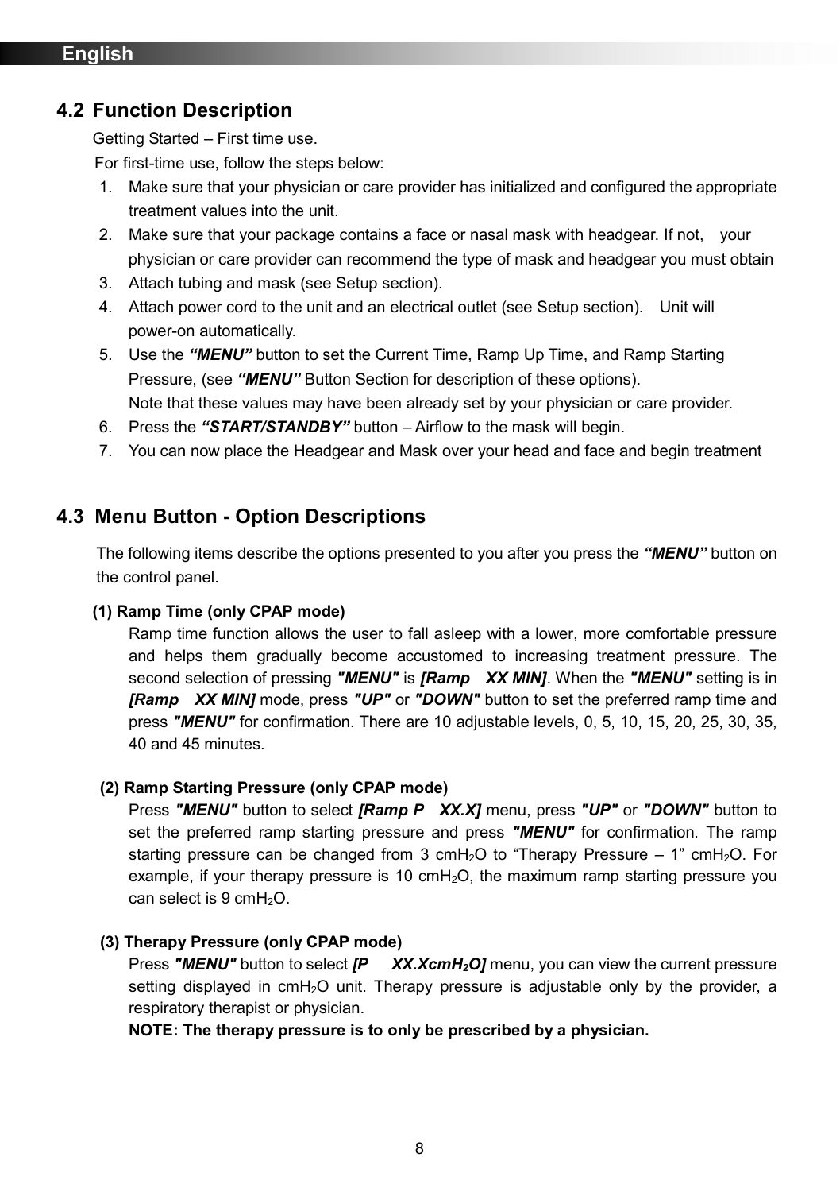## 4.2 Function Description

Getting Started – First time use.

For first-time use, follow the steps below:

1. Make sure that your physician or care provider has initialized and configured the appropriate treatment values into the unit.
2. Make sure that your package contains a face or nasal mask with headgear. If not, your physician or care provider can recommend the type of mask and headgear you must obtain
3. Attach tubing and mask (see Setup section).
4. Attach power cord to the unit and an electrical outlet (see Setup section). Unit will power-on automatically.
5. Use the ***"MENU"*** button to set the Current Time, Ramp Up Time, and Ramp Starting Pressure, (see ***"MENU"*** Button Section for description of these options). Note that these values may have been already set by your physician or care provider.
6. Press the ***"START/STANDBY"*** button – Airflow to the mask will begin.
7. You can now place the Headgear and Mask over your head and face and begin treatment

## 4.3 Menu Button - Option Descriptions

The following items describe the options presented to you after you press the ***"MENU"*** button on the control panel.

**(1) Ramp Time (only CPAP mode)**

Ramp time function allows the user to fall asleep with a lower, more comfortable pressure and helps them gradually become accustomed to increasing treatment pressure. The second selection of pressing ***"MENU"*** is ***[Ramp XX MIN]***. When the ***"MENU"*** setting is in ***[Ramp XX MIN]*** mode, press ***"UP"*** or ***"DOWN"*** button to set the preferred ramp time and press ***"MENU"*** for confirmation. There are 10 adjustable levels, 0, 5, 10, 15, 20, 25, 30, 35, 40 and 45 minutes.

**(2) Ramp Starting Pressure (only CPAP mode)**

Press ***"MENU"*** button to select ***[Ramp P XX.X]*** menu, press ***"UP"*** or ***"DOWN"*** button to set the preferred ramp starting pressure and press ***"MENU"*** for confirmation. The ramp starting pressure can be changed from 3 cm$H_2O$ to "Therapy Pressure – 1" cm$H_2O$. For example, if your therapy pressure is 10 cm$H_2O$, the maximum ramp starting pressure you can select is 9 cm$H_2O$.

**(3) Therapy Pressure (only CPAP mode)**

Press ***"MENU"*** button to select ***[P XX.XcmH₂O]*** menu, you can view the current pressure setting displayed in cm$H_2O$ unit. Therapy pressure is adjustable only by the provider, a respiratory therapist or physician.

**NOTE: The therapy pressure is to only be prescribed by a physician.**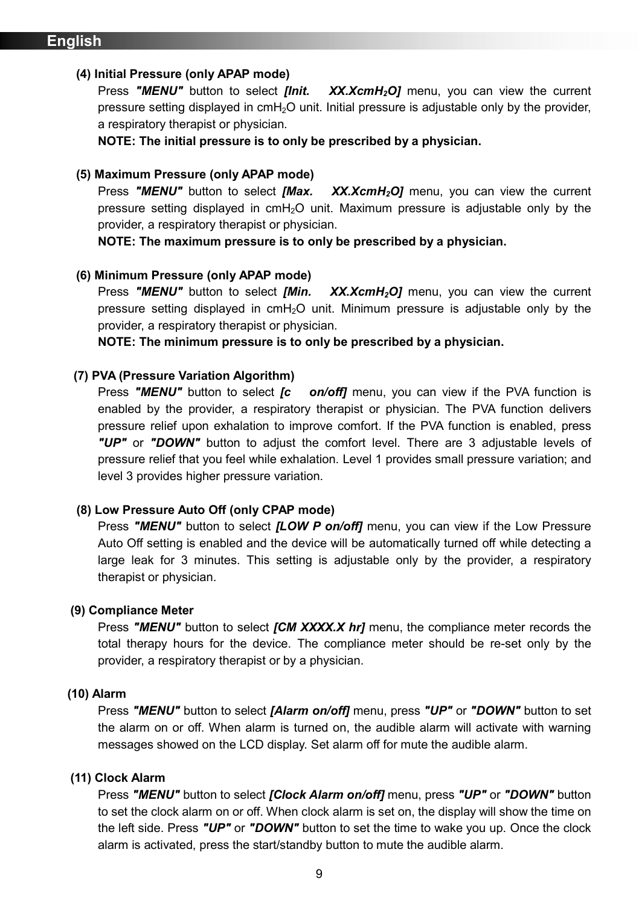**(4) Initial Pressure (only APAP mode)**

Press ***"MENU"*** button to select ***[Init. XX.XcmH$_2$O]*** menu, you can view the current pressure setting displayed in cmH$_2$O unit. Initial pressure is adjustable only by the provider, a respiratory therapist or physician.

**NOTE: The initial pressure is to only be prescribed by a physician.**

**(5) Maximum Pressure (only APAP mode)**

Press ***"MENU"*** button to select ***[Max. XX.XcmH$_2$O]*** menu, you can view the current pressure setting displayed in cmH$_2$O unit. Maximum pressure is adjustable only by the provider, a respiratory therapist or physician.

**NOTE: The maximum pressure is to only be prescribed by a physician.**

**(6) Minimum Pressure (only APAP mode)**

Press ***"MENU"*** button to select ***[Min. XX.XcmH$_2$O]*** menu, you can view the current pressure setting displayed in cmH$_2$O unit. Minimum pressure is adjustable only by the provider, a respiratory therapist or physician.

**NOTE: The minimum pressure is to only be prescribed by a physician.**

**(7) PVA (Pressure Variation Algorithm)**

Press ***"MENU"*** button to select ***[c on/off]*** menu, you can view if the PVA function is enabled by the provider, a respiratory therapist or physician. The PVA function delivers pressure relief upon exhalation to improve comfort. If the PVA function is enabled, press ***"UP"*** or ***"DOWN"*** button to adjust the comfort level. There are 3 adjustable levels of pressure relief that you feel while exhalation. Level 1 provides small pressure variation; and level 3 provides higher pressure variation.

**(8) Low Pressure Auto Off (only CPAP mode)**

Press ***"MENU"*** button to select ***[LOW P on/off]*** menu, you can view if the Low Pressure Auto Off setting is enabled and the device will be automatically turned off while detecting a large leak for 3 minutes. This setting is adjustable only by the provider, a respiratory therapist or physician.

**(9) Compliance Meter**

Press ***"MENU"*** button to select ***[CM XXXX.X hr]*** menu, the compliance meter records the total therapy hours for the device. The compliance meter should be re-set only by the provider, a respiratory therapist or by a physician.

**(10) Alarm**

Press ***"MENU"*** button to select ***[Alarm on/off]*** menu, press ***"UP"*** or ***"DOWN"*** button to set the alarm on or off. When alarm is turned on, the audible alarm will activate with warning messages showed on the LCD display. Set alarm off for mute the audible alarm.

**(11) Clock Alarm**

Press ***"MENU"*** button to select ***[Clock Alarm on/off]*** menu, press ***"UP"*** or ***"DOWN"*** button to set the clock alarm on or off. When clock alarm is set on, the display will show the time on the left side. Press ***"UP"*** or ***"DOWN"*** button to set the time to wake you up. Once the clock alarm is activated, press the start/standby button to mute the audible alarm.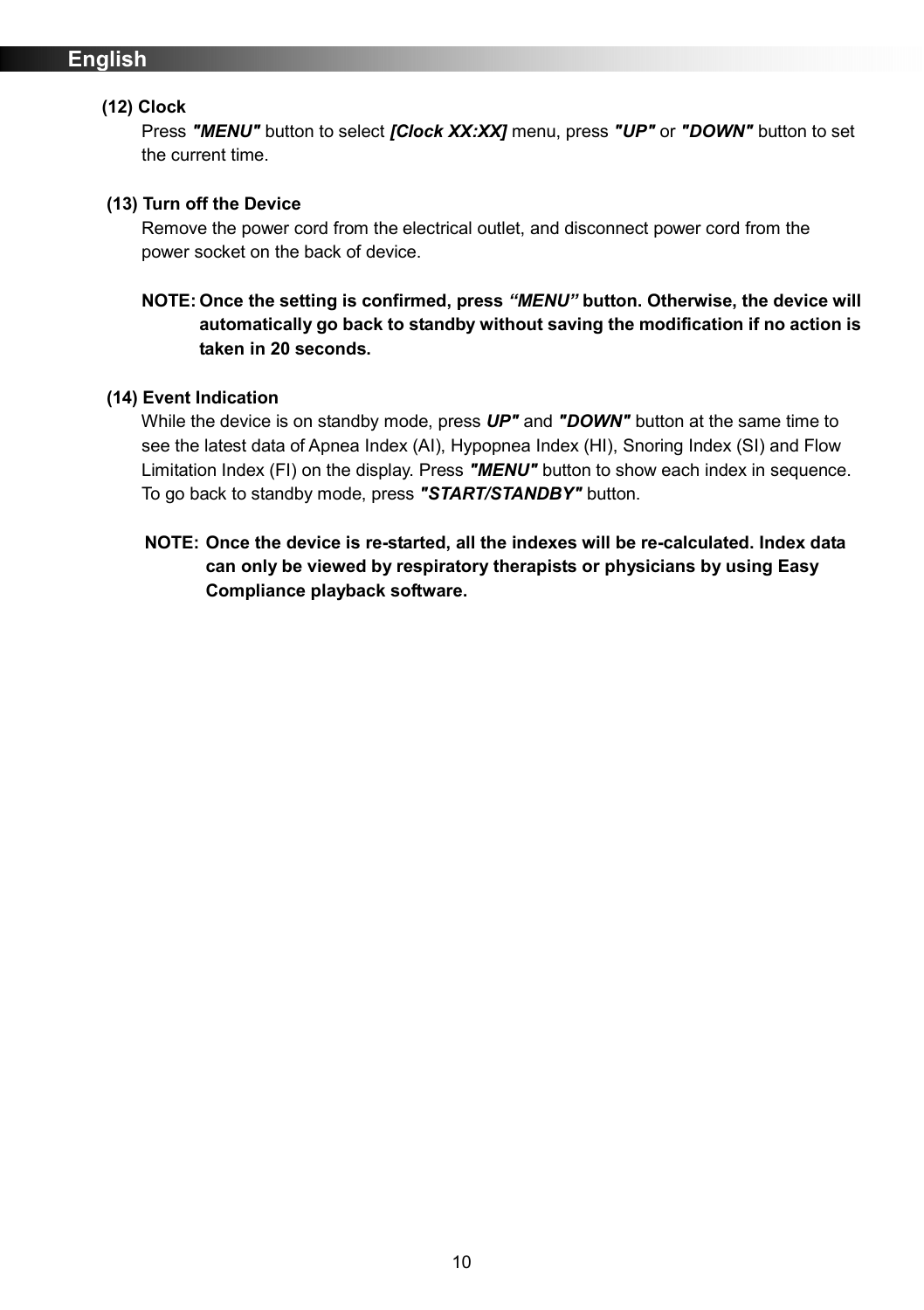**(12) Clock**

Press ***"MENU"*** button to select ***[Clock XX:XX]*** menu, press ***"UP"*** or ***"DOWN"*** button to set the current time.

**(13) Turn off the Device**

Remove the power cord from the electrical outlet, and disconnect power cord from the power socket on the back of device.

**NOTE: Once the setting is confirmed, press *"MENU"* button. Otherwise, the device will automatically go back to standby without saving the modification if no action is taken in 20 seconds.**

**(14) Event Indication**

While the device is on standby mode, press ***UP"*** and ***"DOWN"*** button at the same time to see the latest data of Apnea Index (AI), Hypopnea Index (HI), Snoring Index (SI) and Flow Limitation Index (FI) on the display. Press ***"MENU"*** button to show each index in sequence. To go back to standby mode, press ***"START/STANDBY"*** button.

**NOTE: Once the device is re-started, all the indexes will be re-calculated. Index data can only be viewed by respiratory therapists or physicians by using Easy Compliance playback software.**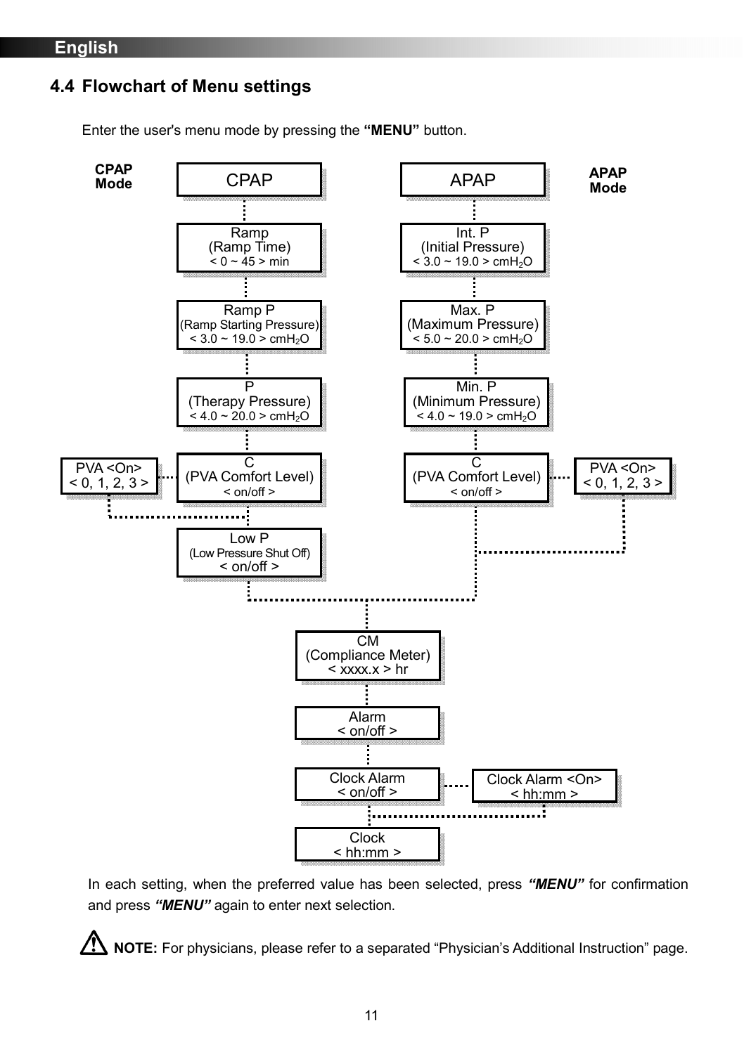## 4.4 Flowchart of Menu settings

Enter the user's menu mode by pressing the **"MENU"** button.

**CPAP Mode**

CPAP

Ramp
(Ramp Time)
< 0 ~ 45 > min

Ramp P
(Ramp Starting Pressure)
< 3.0 ~ 19.0 > $cmH_2O$

P
(Therapy Pressure)
< 4.0 ~ 20.0 > $cmH_2O$

C
(PVA Comfort Level)
< on/off >

PVA <On>
< 0, 1, 2, 3 >

Low P
(Low Pressure Shut Off)
< on/off >

**APAP Mode**

APAP

Int. P
(Initial Pressure)
< 3.0 ~ 19.0 > $cmH_2O$

Max. P
(Maximum Pressure)
< 5.0 ~ 20.0 > $cmH_2O$

Min. P
(Minimum Pressure)
< 4.0 ~ 19.0 > $cmH_2O$

C
(PVA Comfort Level)
< on/off >

PVA <On>
< 0, 1, 2, 3 >

CM
(Compliance Meter)
< xxxx.x > hr

Alarm
< on/off >

Clock Alarm
< on/off >

Clock Alarm <On>
< hh:mm >

Clock
< hh:mm >

In each setting, when the preferred value has been selected, press ***"MENU"*** for confirmation and press ***"MENU"*** again to enter next selection.

⚠ **NOTE:** For physicians, please refer to a separated "Physician's Additional Instruction" page.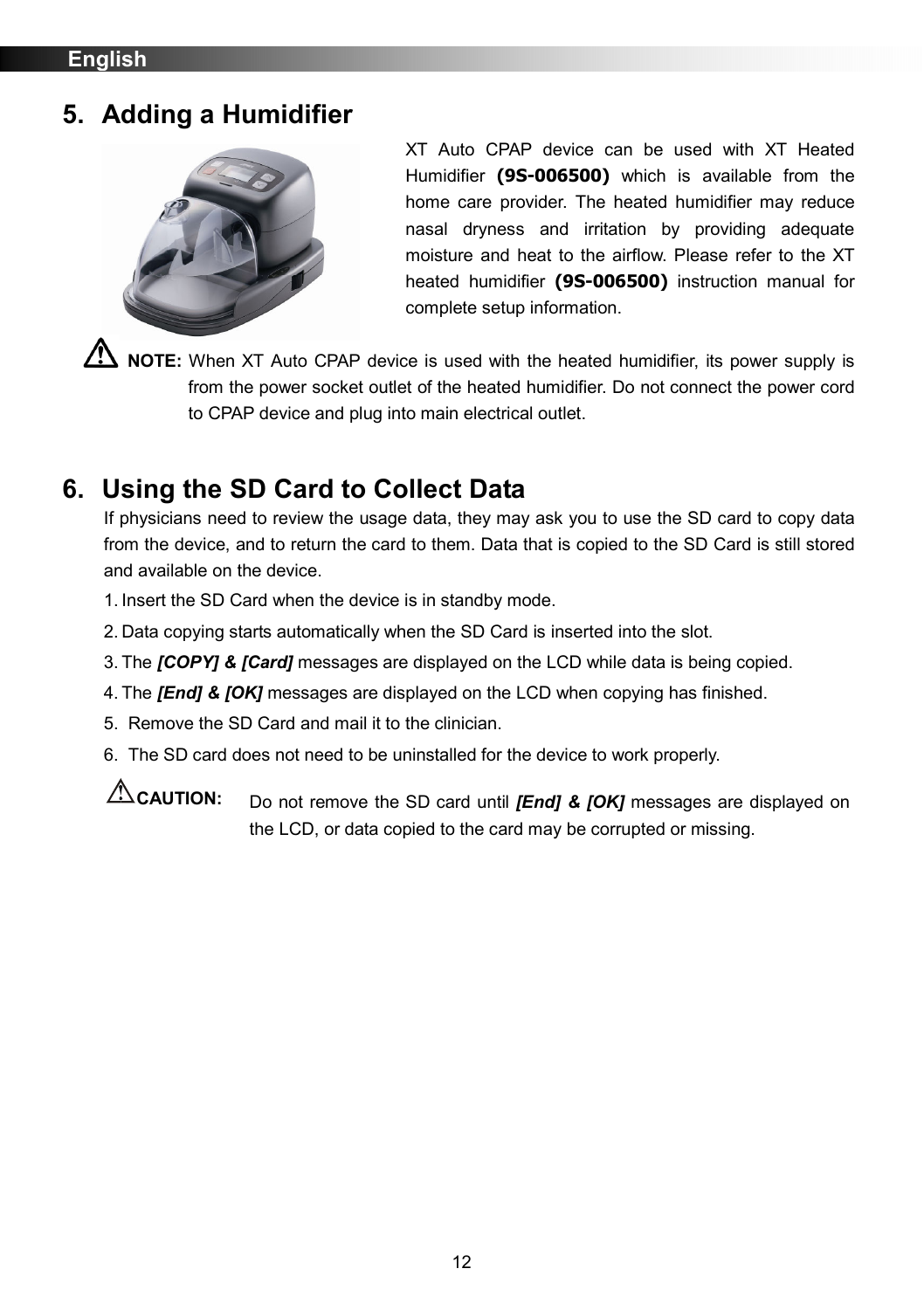## 5. Adding a Humidifier

XT Auto CPAP device can be used with XT Heated Humidifier **(9S-006500)** which is available from the home care provider. The heated humidifier may reduce nasal dryness and irritation by providing adequate moisture and heat to the airflow. Please refer to the XT heated humidifier **(9S-006500)** instruction manual for complete setup information.

⚠ **NOTE:** When XT Auto CPAP device is used with the heated humidifier, its power supply is from the power socket outlet of the heated humidifier. Do not connect the power cord to CPAP device and plug into main electrical outlet.

## 6. Using the SD Card to Collect Data

If physicians need to review the usage data, they may ask you to use the SD card to copy data from the device, and to return the card to them. Data that is copied to the SD Card is still stored and available on the device.

1. Insert the SD Card when the device is in standby mode.
2. Data copying starts automatically when the SD Card is inserted into the slot.
3. The ***[COPY] & [Card]*** messages are displayed on the LCD while data is being copied.
4. The ***[End] & [OK]*** messages are displayed on the LCD when copying has finished.
5. Remove the SD Card and mail it to the clinician.
6. The SD card does not need to be uninstalled for the device to work properly.

⚠ **CAUTION:** Do not remove the SD card until ***[End] & [OK]*** messages are displayed on the LCD, or data copied to the card may be corrupted or missing.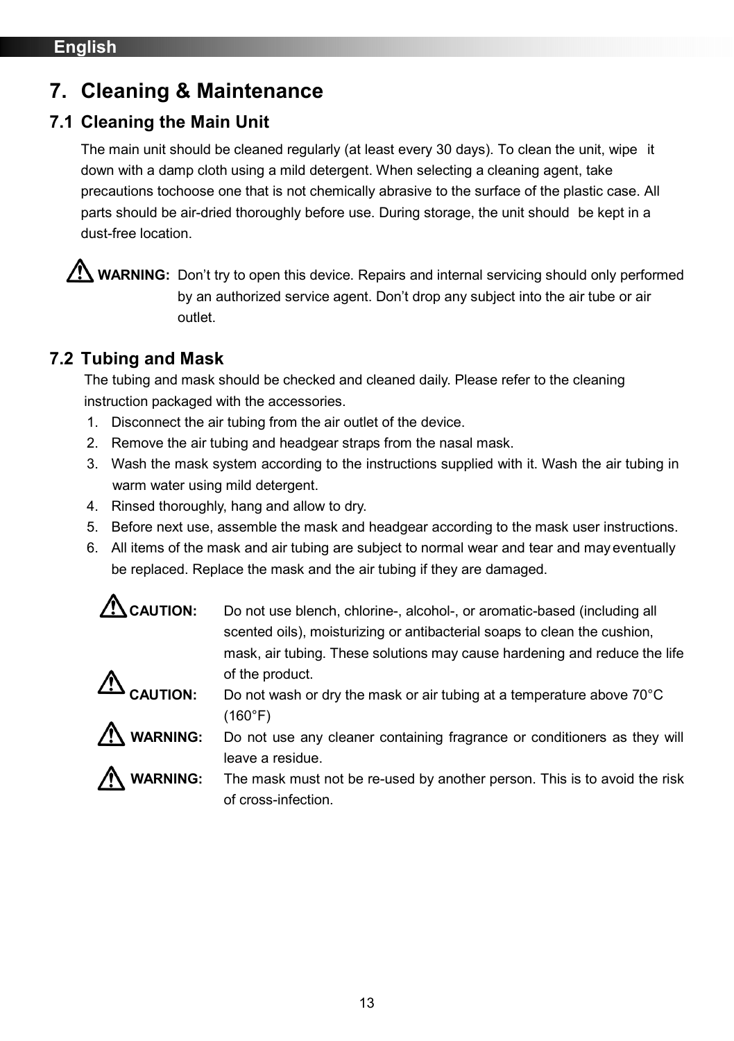# 7. Cleaning & Maintenance

## 7.1 Cleaning the Main Unit

The main unit should be cleaned regularly (at least every 30 days). To clean the unit, wipe it down with a damp cloth using a mild detergent. When selecting a cleaning agent, take precautions tochoose one that is not chemically abrasive to the surface of the plastic case. All parts should be air-dried thoroughly before use. During storage, the unit should be kept in a dust-free location.

⚠ **WARNING:** Don't try to open this device. Repairs and internal servicing should only performed by an authorized service agent. Don't drop any subject into the air tube or air outlet.

## 7.2 Tubing and Mask

The tubing and mask should be checked and cleaned daily. Please refer to the cleaning instruction packaged with the accessories.

1. Disconnect the air tubing from the air outlet of the device.
2. Remove the air tubing and headgear straps from the nasal mask.
3. Wash the mask system according to the instructions supplied with it. Wash the air tubing in warm water using mild detergent.
4. Rinsed thoroughly, hang and allow to dry.
5. Before next use, assemble the mask and headgear according to the mask user instructions.
6. All items of the mask and air tubing are subject to normal wear and tear and may eventually be replaced. Replace the mask and the air tubing if they are damaged.

⚠ **CAUTION:** Do not use blench, chlorine-, alcohol-, or aromatic-based (including all scented oils), moisturizing or antibacterial soaps to clean the cushion, mask, air tubing. These solutions may cause hardening and reduce the life of the product.

⚠ **CAUTION:** Do not wash or dry the mask or air tubing at a temperature above 70°C (160°F)

⚠ **WARNING:** Do not use any cleaner containing fragrance or conditioners as they will leave a residue.

⚠ **WARNING:** The mask must not be re-used by another person. This is to avoid the risk of cross-infection.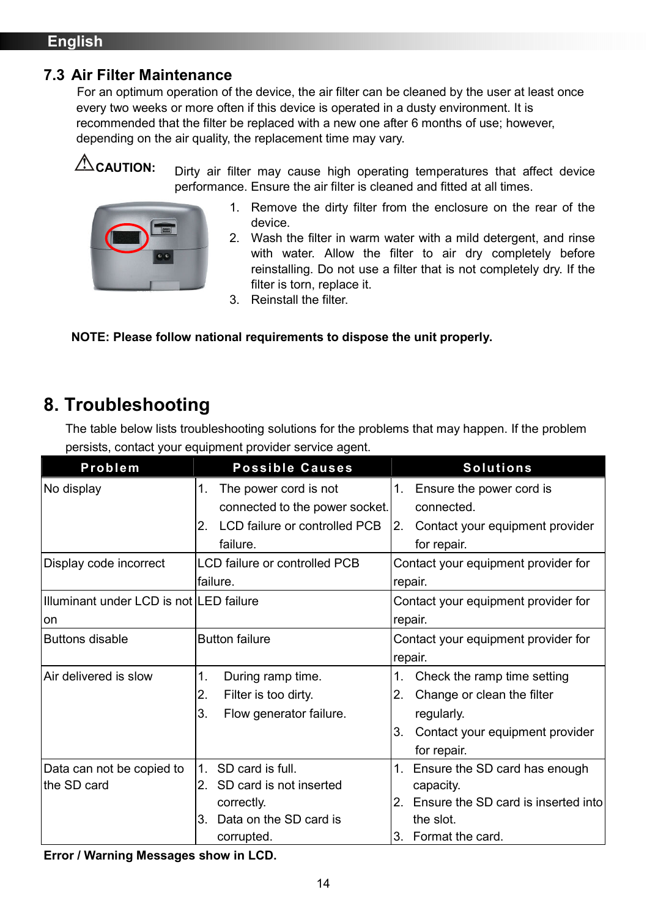## 7.3 Air Filter Maintenance

For an optimum operation of the device, the air filter can be cleaned by the user at least once every two weeks or more often if this device is operated in a dusty environment. It is recommended that the filter be replaced with a new one after 6 months of use; however, depending on the air quality, the replacement time may vary.

⚠**CAUTION:** Dirty air filter may cause high operating temperatures that affect device performance. Ensure the air filter is cleaned and fitted at all times.

1. Remove the dirty filter from the enclosure on the rear of the device.
2. Wash the filter in warm water with a mild detergent, and rinse with water. Allow the filter to air dry completely before reinstalling. Do not use a filter that is not completely dry. If the filter is torn, replace it.
3. Reinstall the filter.

**NOTE: Please follow national requirements to dispose the unit properly.**

# 8. Troubleshooting

The table below lists troubleshooting solutions for the problems that may happen. If the problem persists, contact your equipment provider service agent.

| Problem | Possible Causes | Solutions |
|---|---|---|
| No display | 1. The power cord is not connected to the power socket.<br>2. LCD failure or controlled PCB failure. | 1. Ensure the power cord is connected.<br>2. Contact your equipment provider for repair. |
| Display code incorrect | LCD failure or controlled PCB failure. | Contact your equipment provider for repair. |
| Illuminant under LCD is not on | LED failure | Contact your equipment provider for repair. |
| Buttons disable | Button failure | Contact your equipment provider for repair. |
| Air delivered is slow | 1. During ramp time.<br>2. Filter is too dirty.<br>3. Flow generator failure. | 1. Check the ramp time setting<br>2. Change or clean the filter regularly.<br>3. Contact your equipment provider for repair. |
| Data can not be copied to the SD card | 1. SD card is full.<br>2. SD card is not inserted correctly.<br>3. Data on the SD card is corrupted. | 1. Ensure the SD card has enough capacity.<br>2. Ensure the SD card is inserted into the slot.<br>3. Format the card. |

**Error / Warning Messages show in LCD.**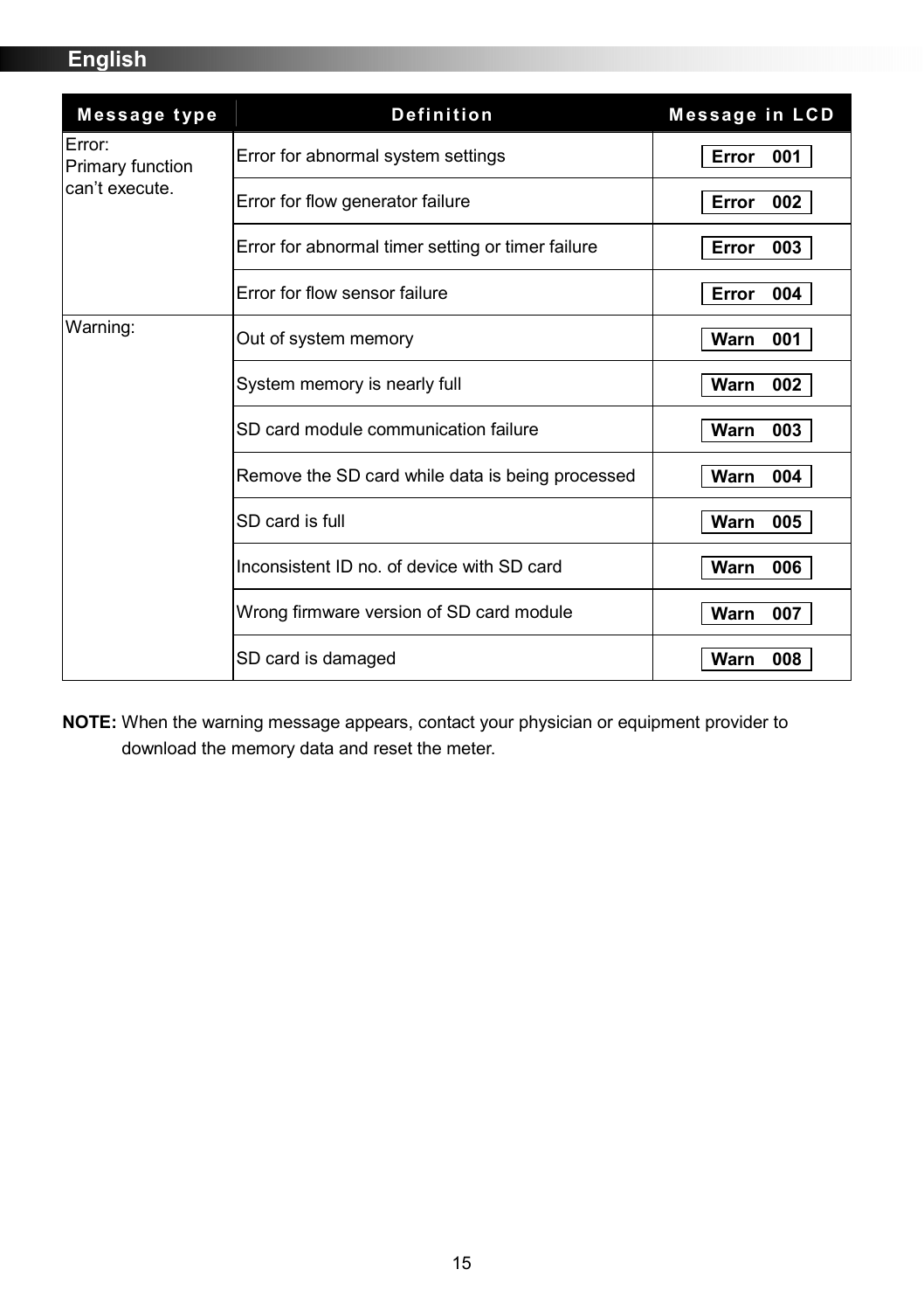## English

| Message type | Definition | Message in LCD |
|---|---|---|
| Error: Primary function can't execute. | Error for abnormal system settings | **Error 001** |
| | Error for flow generator failure | **Error 002** |
| | Error for abnormal timer setting or timer failure | **Error 003** |
| | Error for flow sensor failure | **Error 004** |
| Warning: | Out of system memory | **Warn 001** |
| | System memory is nearly full | **Warn 002** |
| | SD card module communication failure | **Warn 003** |
| | Remove the SD card while data is being processed | **Warn 004** |
| | SD card is full | **Warn 005** |
| | Inconsistent ID no. of device with SD card | **Warn 006** |
| | Wrong firmware version of SD card module | **Warn 007** |
| | SD card is damaged | **Warn 008** |

**NOTE:** When the warning message appears, contact your physician or equipment provider to download the memory data and reset the meter.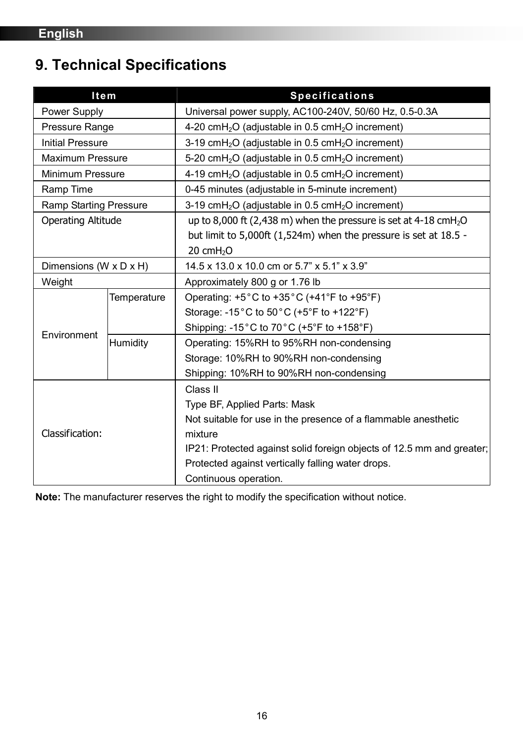# 9. Technical Specifications

| Item | | Specifications |
|---|---|---|
| Power Supply | | Universal power supply, AC100-240V, 50/60 Hz, 0.5-0.3A |
| Pressure Range | | 4-20 $cmH_2O$ (adjustable in 0.5 $cmH_2O$ increment) |
| Initial Pressure | | 3-19 $cmH_2O$ (adjustable in 0.5 $cmH_2O$ increment) |
| Maximum Pressure | | 5-20 $cmH_2O$ (adjustable in 0.5 $cmH_2O$ increment) |
| Minimum Pressure | | 4-19 $cmH_2O$ (adjustable in 0.5 $cmH_2O$ increment) |
| Ramp Time | | 0-45 minutes (adjustable in 5-minute increment) |
| Ramp Starting Pressure | | 3-19 $cmH_2O$ (adjustable in 0.5 $cmH_2O$ increment) |
| Operating Altitude | | up to 8,000 ft (2,438 m) when the pressure is set at 4-18 $cmH_2O$ but limit to 5,000ft (1,524m) when the pressure is set at 18.5 - 20 $cmH_2O$ |
| Dimensions (W x D x H) | | 14.5 x 13.0 x 10.0 cm or 5.7" x 5.1" x 3.9" |
| Weight | | Approximately 800 g or 1.76 lb |
| Environment | Temperature | Operating: +5°C to +35°C (+41°F to +95°F)<br>Storage: -15°C to 50°C (+5°F to +122°F)<br>Shipping: -15°C to 70°C (+5°F to +158°F) |
| | Humidity | Operating: 15%RH to 95%RH non-condensing<br>Storage: 10%RH to 90%RH non-condensing<br>Shipping: 10%RH to 90%RH non-condensing |
| Classification: | | Class II<br>Type BF, Applied Parts: Mask<br>Not suitable for use in the presence of a flammable anesthetic mixture<br>IP21: Protected against solid foreign objects of 12.5 mm and greater; Protected against vertically falling water drops.<br>Continuous operation. |

**Note:** The manufacturer reserves the right to modify the specification without notice.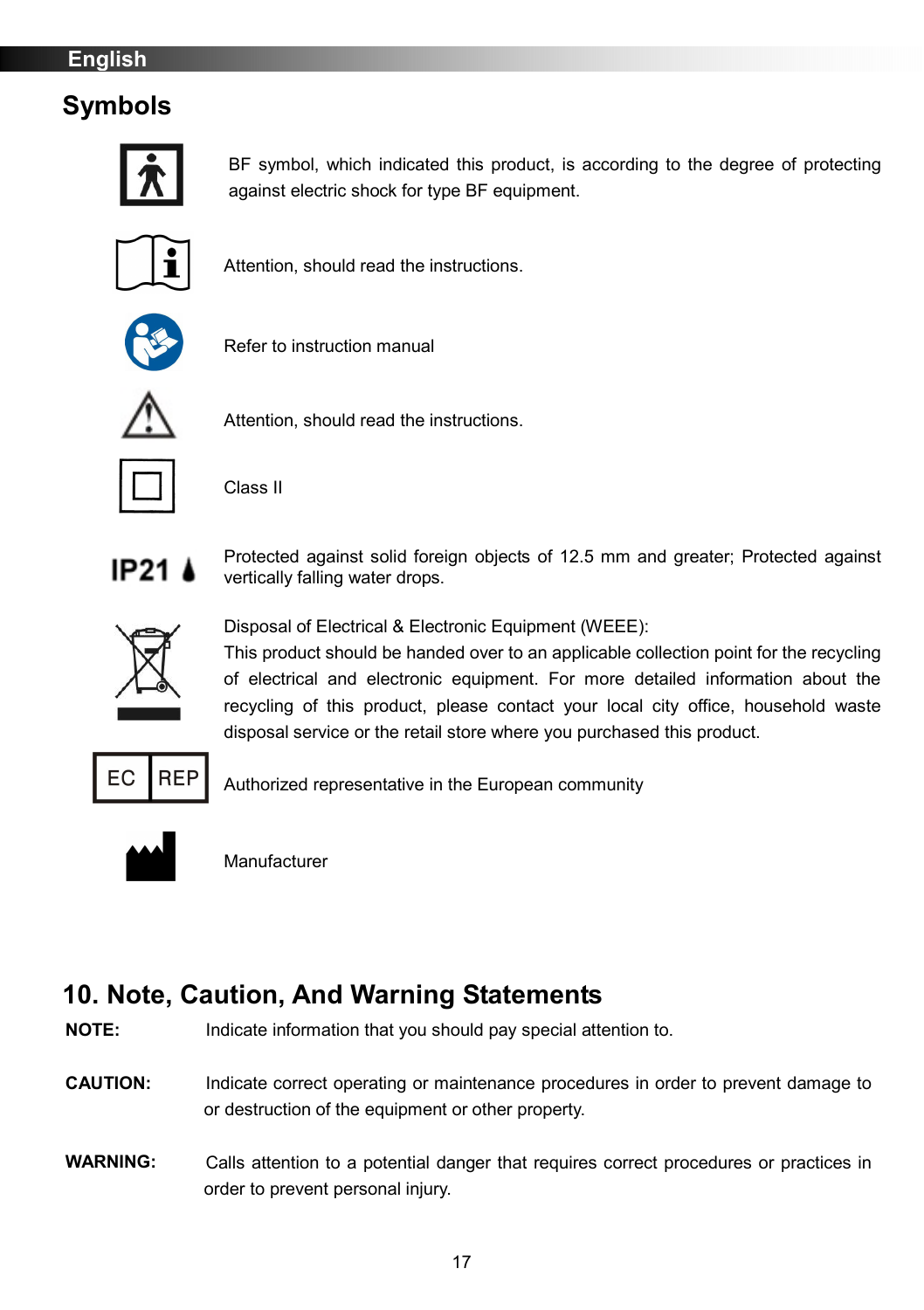## Symbols

| | |
|---|---|
| | BF symbol, which indicated this product, is according to the degree of protecting against electric shock for type BF equipment. |
| | Attention, should read the instructions. |
| | Refer to instruction manual |
| | Attention, should read the instructions. |
| | Class II |
| IP21 | Protected against solid foreign objects of 12.5 mm and greater; Protected against vertically falling water drops. |
| | Disposal of Electrical & Electronic Equipment (WEEE): This product should be handed over to an applicable collection point for the recycling of electrical and electronic equipment. For more detailed information about the recycling of this product, please contact your local city office, household waste disposal service or the retail store where you purchased this product. |
| EC REP | Authorized representative in the European community |
| | Manufacturer |

## 10. Note, Caution, And Warning Statements

**NOTE:** Indicate information that you should pay special attention to.

**CAUTION:** Indicate correct operating or maintenance procedures in order to prevent damage to or destruction of the equipment or other property.

**WARNING:** Calls attention to a potential danger that requires correct procedures or practices in order to prevent personal injury.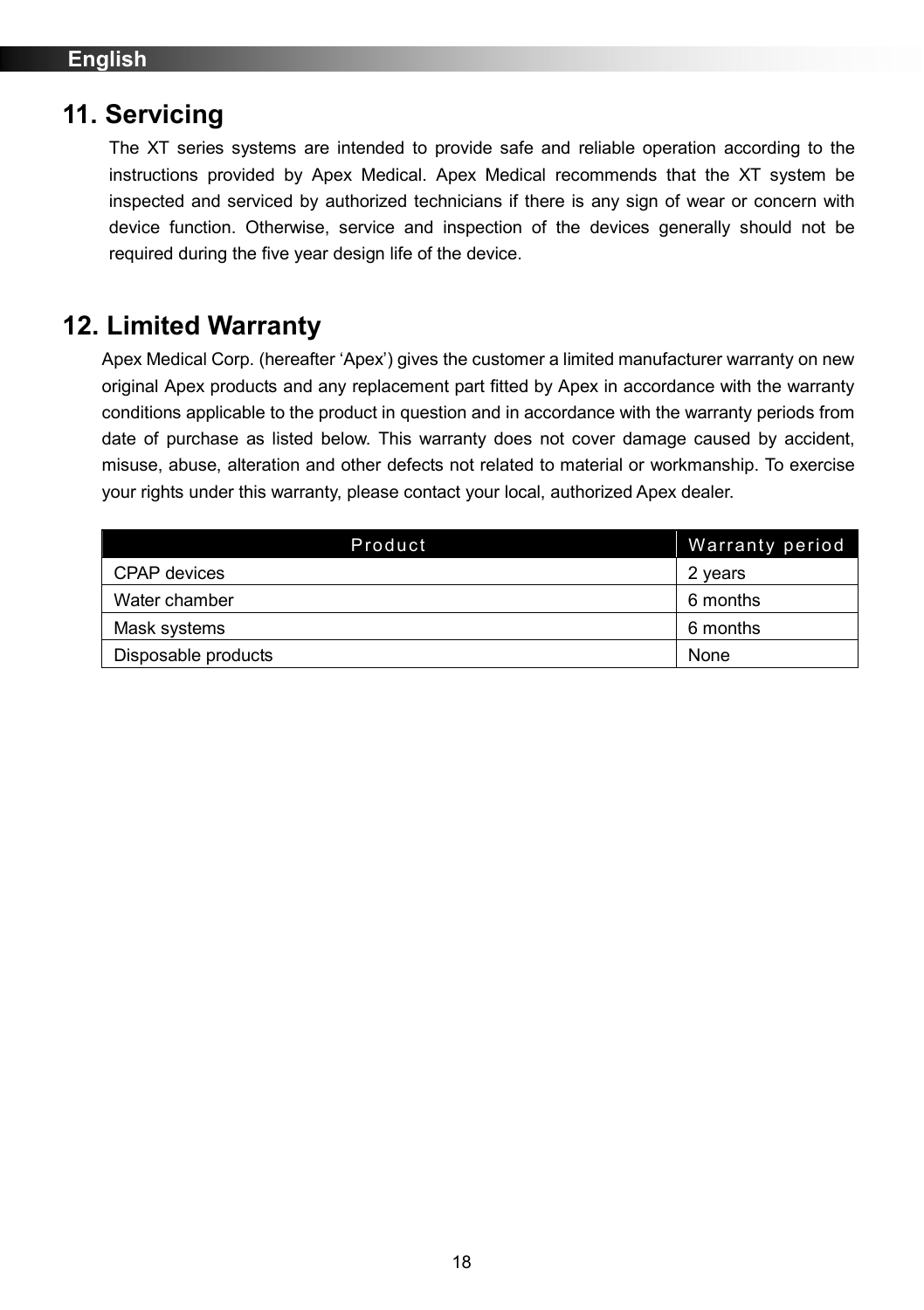## 11. Servicing

The XT series systems are intended to provide safe and reliable operation according to the instructions provided by Apex Medical. Apex Medical recommends that the XT system be inspected and serviced by authorized technicians if there is any sign of wear or concern with device function. Otherwise, service and inspection of the devices generally should not be required during the five year design life of the device.

## 12. Limited Warranty

Apex Medical Corp. (hereafter 'Apex') gives the customer a limited manufacturer warranty on new original Apex products and any replacement part fitted by Apex in accordance with the warranty conditions applicable to the product in question and in accordance with the warranty periods from date of purchase as listed below. This warranty does not cover damage caused by accident, misuse, abuse, alteration and other defects not related to material or workmanship. To exercise your rights under this warranty, please contact your local, authorized Apex dealer.

| Product | Warranty period |
|---|---|
| CPAP devices | 2 years |
| Water chamber | 6 months |
| Mask systems | 6 months |
| Disposable products | None |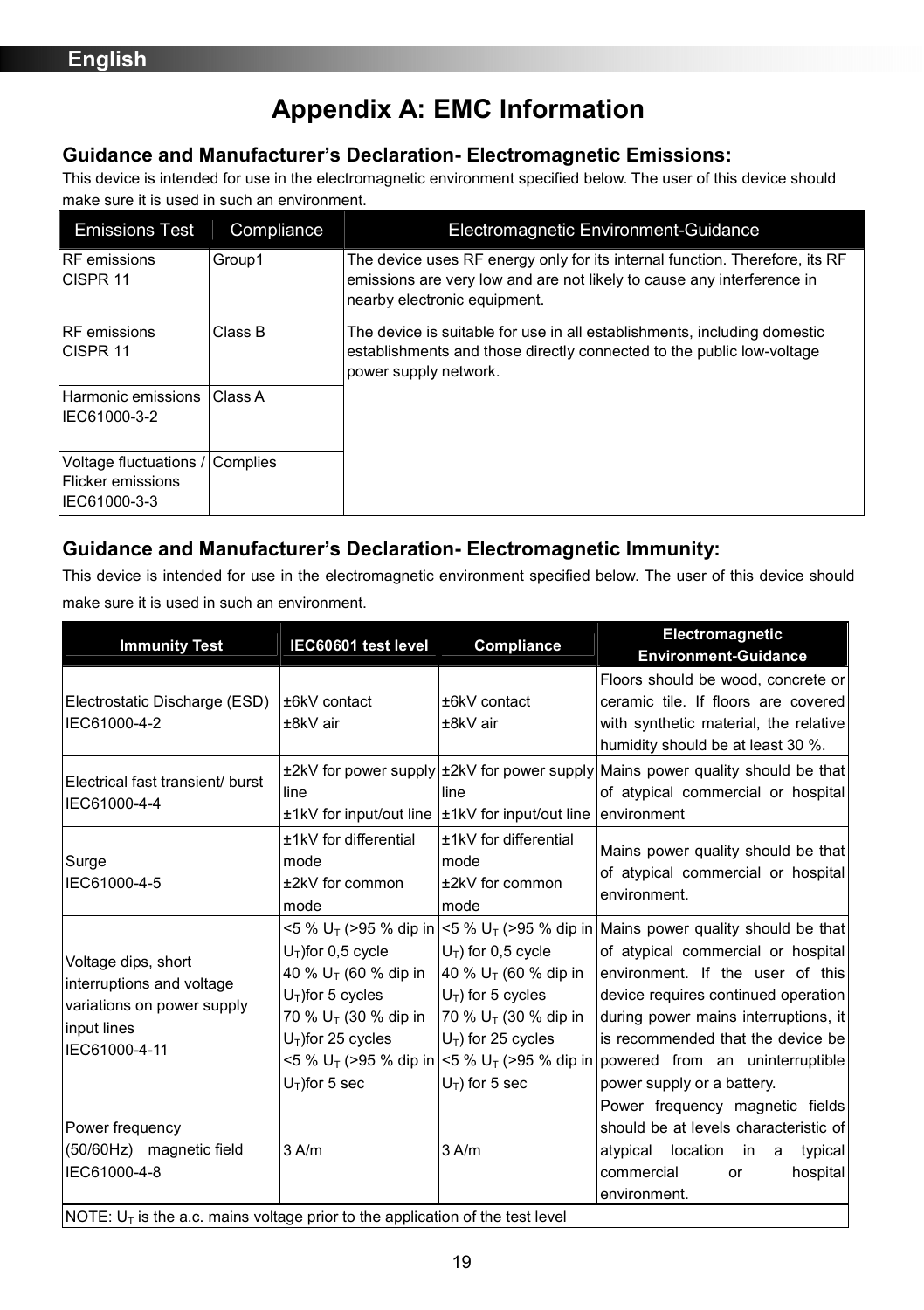# Appendix A: EMC Information

## Guidance and Manufacturer's Declaration- Electromagnetic Emissions:

This device is intended for use in the electromagnetic environment specified below. The user of this device should make sure it is used in such an environment.

| Emissions Test | Compliance | Electromagnetic Environment-Guidance |
| --- | --- | --- |
| RF emissions CISPR 11 | Group1 | The device uses RF energy only for its internal function. Therefore, its RF emissions are very low and are not likely to cause any interference in nearby electronic equipment. |
| RF emissions CISPR 11 | Class B | The device is suitable for use in all establishments, including domestic establishments and those directly connected to the public low-voltage power supply network. |
| Harmonic emissions IEC61000-3-2 | Class A | |
| Voltage fluctuations / Flicker emissions IEC61000-3-3 | Complies | |

## Guidance and Manufacturer's Declaration- Electromagnetic Immunity:

This device is intended for use in the electromagnetic environment specified below. The user of this device should make sure it is used in such an environment.

| Immunity Test | IEC60601 test level | Compliance | Electromagnetic Environment-Guidance |
| --- | --- | --- | --- |
| Electrostatic Discharge (ESD) IEC61000-4-2 | ±6kV contact<br>±8kV air | ±6kV contact<br>±8kV air | Floors should be wood, concrete or ceramic tile. If floors are covered with synthetic material, the relative humidity should be at least 30 %. |
| Electrical fast transient/ burst IEC61000-4-4 | ±2kV for power supply line<br>±1kV for input/out line | ±2kV for power supply line<br>±1kV for input/out line | Mains power quality should be that of atypical commercial or hospital environment |
| Surge IEC61000-4-5 | ±1kV for differential mode<br>±2kV for common mode | ±1kV for differential mode<br>±2kV for common mode | Mains power quality should be that of atypical commercial or hospital environment. |
| Voltage dips, short interruptions and voltage variations on power supply input lines IEC61000-4-11 | <5 % $U_T$ (>95 % dip in $U_T$)for 0,5 cycle<br>40 % $U_T$ (60 % dip in $U_T$)for 5 cycles<br>70 % $U_T$ (30 % dip in $U_T$)for 25 cycles<br><5 % $U_T$ (>95 % dip in $U_T$)for 5 sec | <5 % $U_T$ (>95 % dip in $U_T$) for 0,5 cycle<br>40 % $U_T$ (60 % dip in $U_T$) for 5 cycles<br>70 % $U_T$ (30 % dip in $U_T$) for 25 cycles<br><5 % $U_T$ (>95 % dip in $U_T$) for 5 sec | Mains power quality should be that of atypical commercial or hospital environment. If the user of this device requires continued operation during power mains interruptions, it is recommended that the device be powered from an uninterruptible power supply or a battery. |
| Power frequency (50/60Hz) magnetic field IEC61000-4-8 | 3 A/m | 3 A/m | Power frequency magnetic fields should be at levels characteristic of atypical location in a typical commercial or hospital environment. |
| NOTE: $U_T$ is the a.c. mains voltage prior to the application of the test level | | | |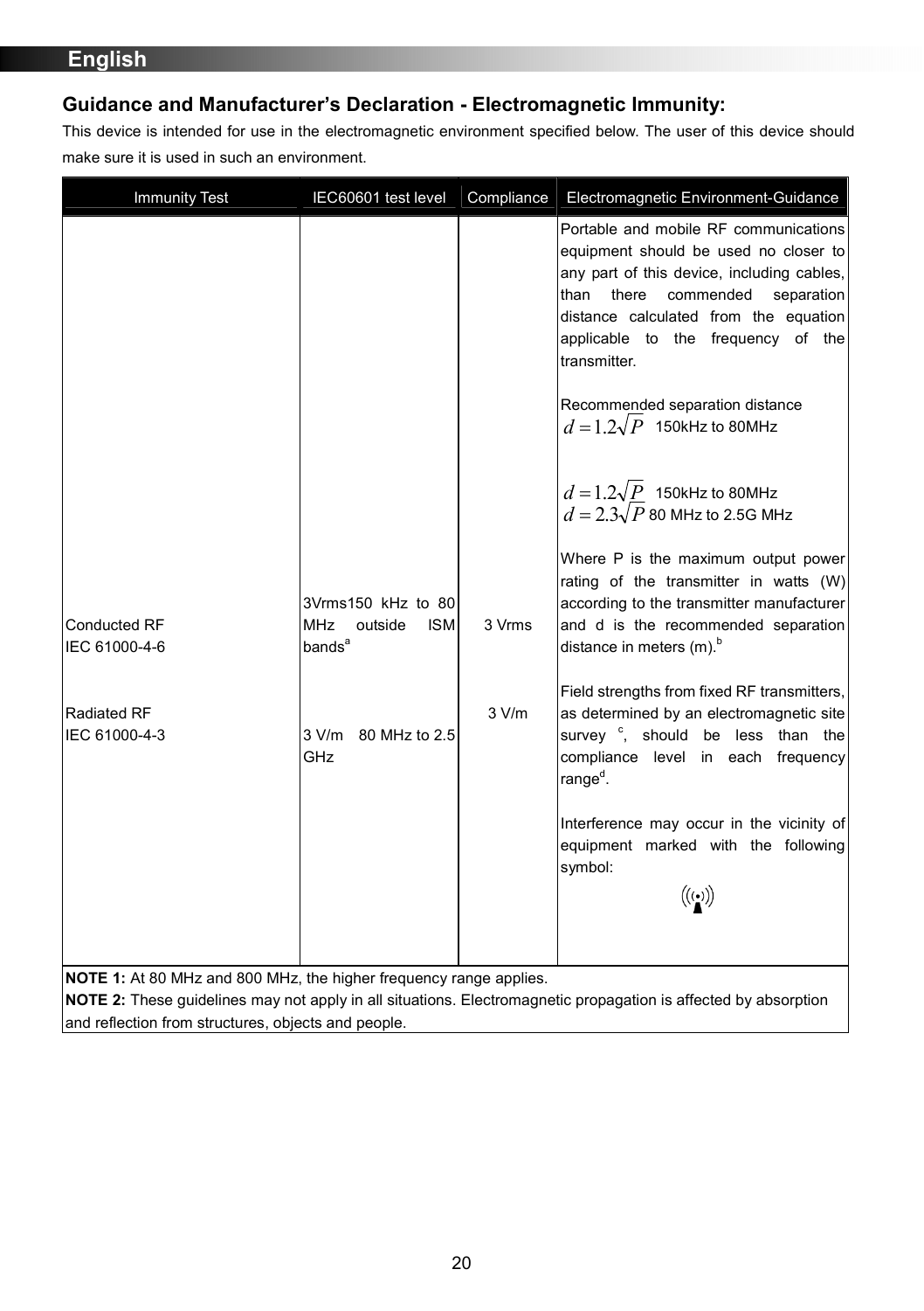## English

### Guidance and Manufacturer's Declaration - Electromagnetic Immunity:

This device is intended for use in the electromagnetic environment specified below. The user of this device should make sure it is used in such an environment.

| Immunity Test | IEC60601 test level | Compliance | Electromagnetic Environment-Guidance |
|---|---|---|---|
| Conducted RF<br>IEC 61000-4-6<br><br>Radiated RF<br>IEC 61000-4-3 | 3Vrms150 kHz to 80 MHz outside ISM bands[a]<br><br>3 V/m 80 MHz to 2.5 GHz | 3 Vrms<br><br>3 V/m | Portable and mobile RF communications equipment should be used no closer to any part of this device, including cables, than there commended separation distance calculated from the equation applicable to the frequency of the transmitter.<br><br>Recommended separation distance<br>$d = 1.2\sqrt{P}$ 150kHz to 80MHz<br><br>$d = 1.2\sqrt{P}$ 150kHz to 80MHz<br>$d = 2.3\sqrt{P}$ 80 MHz to 2.5G MHz<br><br>Where P is the maximum output power rating of the transmitter in watts (W) according to the transmitter manufacturer and d is the recommended separation distance in meters (m).[b]<br><br>Field strengths from fixed RF transmitters, as determined by an electromagnetic site survey [c], should be less than the compliance level in each frequency range[d].<br><br>Interference may occur in the vicinity of equipment marked with the following symbol: |

**NOTE 1:** At 80 MHz and 800 MHz, the higher frequency range applies.

**NOTE 2:** These guidelines may not apply in all situations. Electromagnetic propagation is affected by absorption and reflection from structures, objects and people.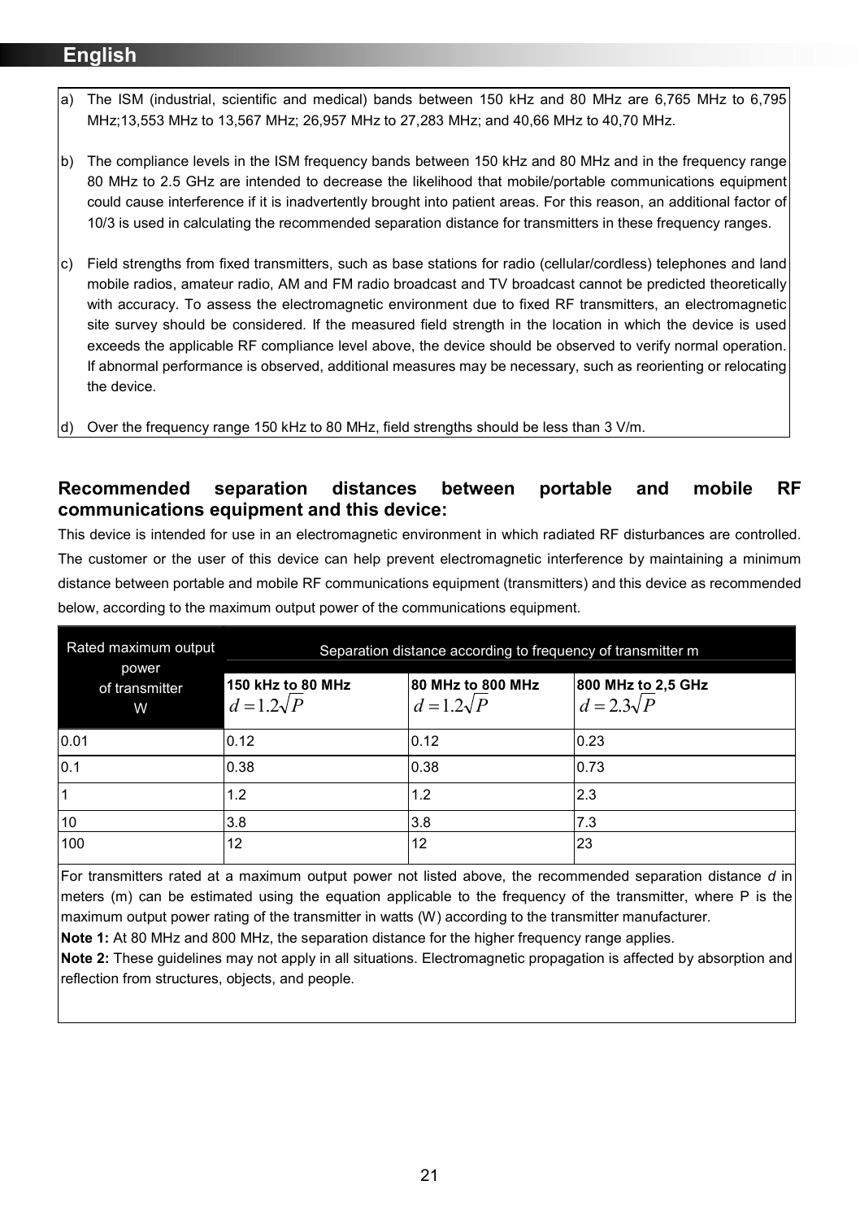a) The ISM (industrial, scientific and medical) bands between 150 kHz and 80 MHz are 6,765 MHz to 6,795 MHz;13,553 MHz to 13,567 MHz; 26,957 MHz to 27,283 MHz; and 40,66 MHz to 40,70 MHz.

b) The compliance levels in the ISM frequency bands between 150 kHz and 80 MHz and in the frequency range 80 MHz to 2.5 GHz are intended to decrease the likelihood that mobile/portable communications equipment could cause interference if it is inadvertently brought into patient areas. For this reason, an additional factor of 10/3 is used in calculating the recommended separation distance for transmitters in these frequency ranges.

c) Field strengths from fixed transmitters, such as base stations for radio (cellular/cordless) telephones and land mobile radios, amateur radio, AM and FM radio broadcast and TV broadcast cannot be predicted theoretically with accuracy. To assess the electromagnetic environment due to fixed RF transmitters, an electromagnetic site survey should be considered. If the measured field strength in the location in which the device is used exceeds the applicable RF compliance level above, the device should be observed to verify normal operation. If abnormal performance is observed, additional measures may be necessary, such as reorienting or relocating the device.

d) Over the frequency range 150 kHz to 80 MHz, field strengths should be less than 3 V/m.

## Recommended separation distances between portable and mobile RF communications equipment and this device:

This device is intended for use in an electromagnetic environment in which radiated RF disturbances are controlled. The customer or the user of this device can help prevent electromagnetic interference by maintaining a minimum distance between portable and mobile RF communications equipment (transmitters) and this device as recommended below, according to the maximum output power of the communications equipment.

| Rated maximum output power of transmitter W | Separation distance according to frequency of transmitter m | | |
|---|---|---|---|
| | **150 kHz to 80 MHz** $d = 1.2\sqrt{P}$ | **80 MHz to 800 MHz** $d = 1.2\sqrt{P}$ | **800 MHz to 2,5 GHz** $d = 2.3\sqrt{P}$ |
| 0.01 | 0.12 | 0.12 | 0.23 |
| 0.1 | 0.38 | 0.38 | 0.73 |
| 1 | 1.2 | 1.2 | 2.3 |
| 10 | 3.8 | 3.8 | 7.3 |
| 100 | 12 | 12 | 23 |

For transmitters rated at a maximum output power not listed above, the recommended separation distance *d* in meters (m) can be estimated using the equation applicable to the frequency of the transmitter, where P is the maximum output power rating of the transmitter in watts (W) according to the transmitter manufacturer.

**Note 1:** At 80 MHz and 800 MHz, the separation distance for the higher frequency range applies.

**Note 2:** These guidelines may not apply in all situations. Electromagnetic propagation is affected by absorption and reflection from structures, objects, and people.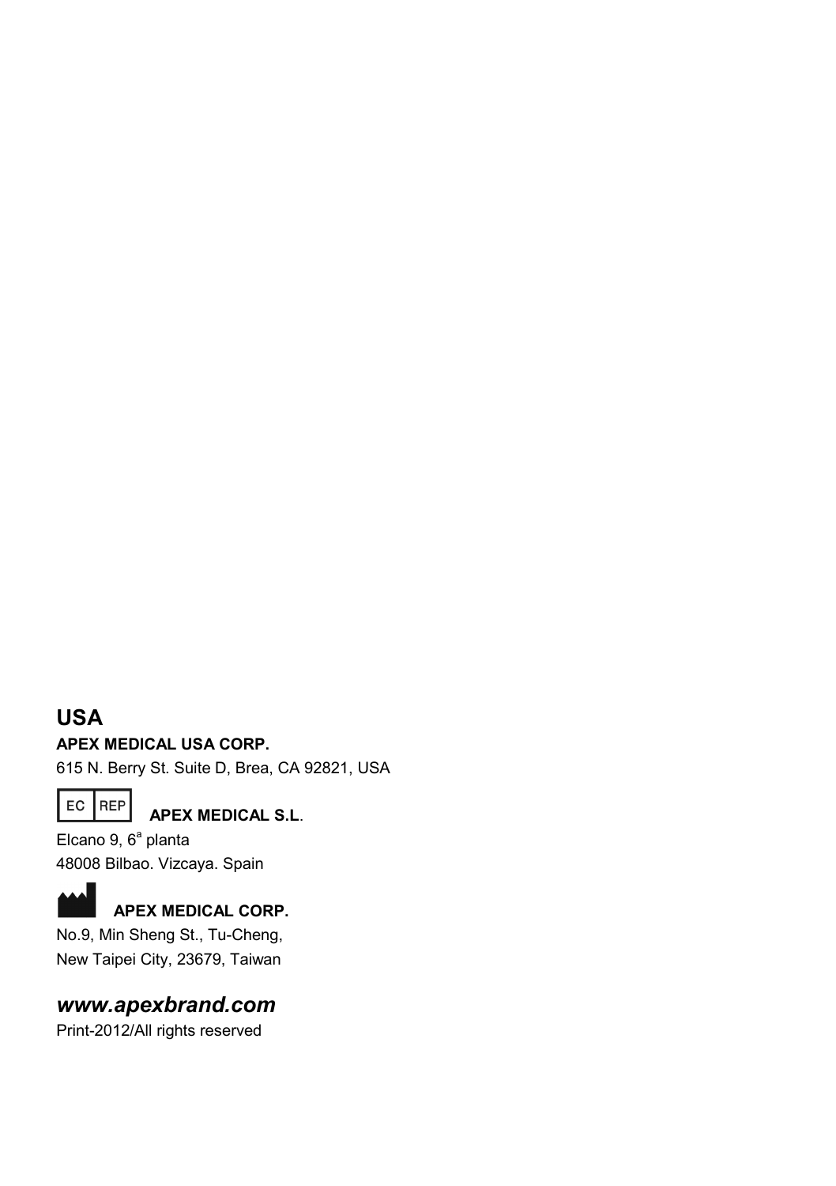## USA

**APEX MEDICAL USA CORP.**

615 N. Berry St. Suite D, Brea, CA 92821, USA

EC REP **APEX MEDICAL S.L.**

Elcano 9, 6ª planta

48008 Bilbao. Vizcaya. Spain

**APEX MEDICAL CORP.**

No.9, Min Sheng St., Tu-Cheng,

New Taipei City, 23679, Taiwan

***www.apexbrand.com***

Print-2012/All rights reserved